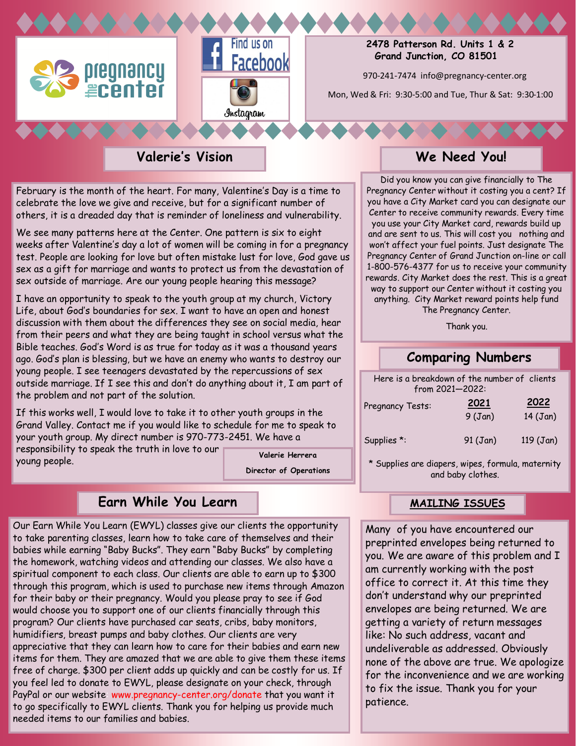pregnancy the center

Find us on Facebook

Instagram

**2478 Patterson Rd. Units 1 & 2**
**Grand Junction, CO 81501**

970-241-7474 info@pregnancy-center.org

Mon, Wed & Fri: 9:30-5:00 and Tue, Thur & Sat: 9:30-1:00

## Valerie's Vision

February is the month of the heart. For many, Valentine's Day is a time to celebrate the love we give and receive, but for a significant number of others, it is a dreaded day that is reminder of loneliness and vulnerability.

We see many patterns here at the Center. One pattern is six to eight weeks after Valentine's day a lot of women will be coming in for a pregnancy test. People are looking for love but often mistake lust for love, God gave us sex as a gift for marriage and wants to protect us from the devastation of sex outside of marriage. Are our young people hearing this message?

I have an opportunity to speak to the youth group at my church, Victory Life, about God's boundaries for sex. I want to have an open and honest discussion with them about the differences they see on social media, hear from their peers and what they are being taught in school versus what the Bible teaches. God's Word is as true for today as it was a thousand years ago. God's plan is blessing, but we have an enemy who wants to destroy our young people. I see teenagers devastated by the repercussions of sex outside marriage. If I see this and don't do anything about it, I am part of the problem and not part of the solution.

If this works well, I would love to take it to other youth groups in the Grand Valley. Contact me if you would like to schedule for me to speak to your youth group. My direct number is 970-773-2451. We have a responsibility to speak the truth in love to our young people.

**Valerie Herrera**
**Director of Operations**

## We Need You!

Did you know you can give financially to The Pregnancy Center without it costing you a cent? If you have a City Market card you can designate our Center to receive community rewards. Every time you use your City Market card, rewards build up and are sent to us. This will cost you nothing and won't affect your fuel points. Just designate The Pregnancy Center of Grand Junction on-line or call 1-800-576-4377 for us to receive your community rewards. City Market does the rest. This is a great way to support our Center without it costing you anything. City Market reward points help fund The Pregnancy Center.

Thank you.

## Comparing Numbers

Here is a breakdown of the number of clients from 2021—2022:

| | 2021 | 2022 |
|---|---|---|
| Pregnancy Tests: | 9 (Jan) | 14 (Jan) |
| Supplies *: | 91 (Jan) | 119 (Jan) |

* Supplies are diapers, wipes, formula, maternity and baby clothes.

## Earn While You Learn

Our Earn While You Learn (EWYL) classes give our clients the opportunity to take parenting classes, learn how to take care of themselves and their babies while earning "Baby Bucks". They earn "Baby Bucks" by completing the homework, watching videos and attending our classes. We also have a spiritual component to each class. Our clients are able to earn up to $300 through this program, which is used to purchase new items through Amazon for their baby or their pregnancy. Would you please pray to see if God would choose you to support one of our clients financially through this program? Our clients have purchased car seats, cribs, baby monitors, humidifiers, breast pumps and baby clothes. Our clients are very appreciative that they can learn how to care for their babies and earn new items for them. They are amazed that we are able to give them these items free of charge. $300 per client adds up quickly and can be costly for us. If you feel led to donate to EWYL, please designate on your check, through PayPal or our website: www.pregnancy-center.org/donate that you want it to go specifically to EWYL clients. Thank you for helping us provide much needed items to our families and babies.

## MAILING ISSUES

Many of you have encountered our preprinted envelopes being returned to you. We are aware of this problem and I am currently working with the post office to correct it. At this time they don't understand why our preprinted envelopes are being returned. We are getting a variety of return messages like: No such address, vacant and undeliverable as addressed. Obviously none of the above are true. We apologize for the inconvenience and we are working to fix the issue. Thank you for your patience.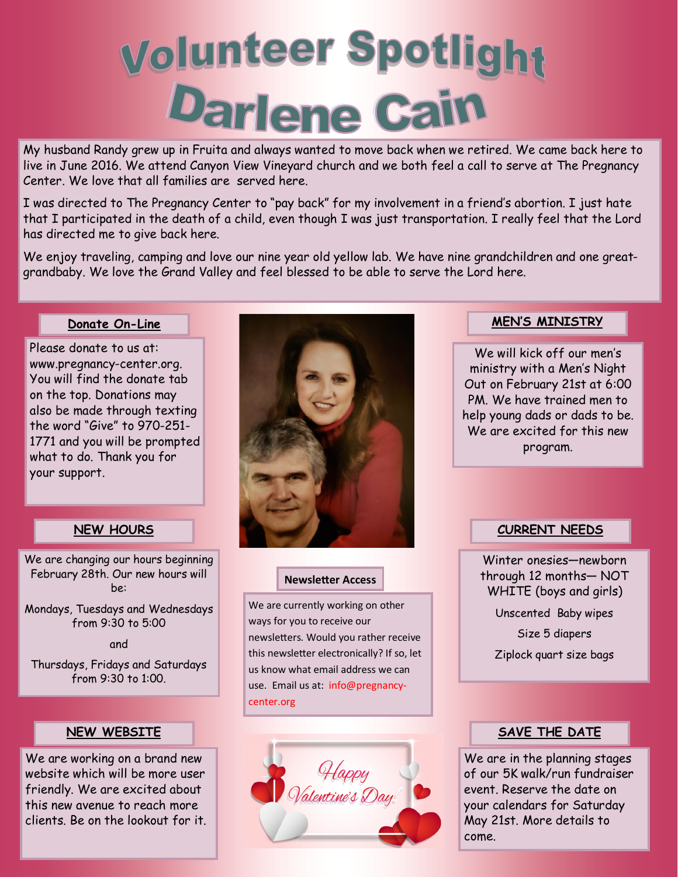# Volunteer Spotlight

# Darlene Cain

My husband Randy grew up in Fruita and always wanted to move back when we retired. We came back here to live in June 2016. We attend Canyon View Vineyard church and we both feel a call to serve at The Pregnancy Center. We love that all families are served here.

I was directed to The Pregnancy Center to "pay back" for my involvement in a friend's abortion. I just hate that I participated in the death of a child, even though I was just transportation. I really feel that the Lord has directed me to give back here.

We enjoy traveling, camping and love our nine year old yellow lab. We have nine grandchildren and one great-grandbaby. We love the Grand Valley and feel blessed to be able to serve the Lord here.

## Donate On-Line

Please donate to us at: www.pregnancy-center.org. You will find the donate tab on the top. Donations may also be made through texting the word "Give" to 970-251-1771 and you will be prompted what to do. Thank you for your support.

## NEW HOURS

We are changing our hours beginning February 28th. Our new hours will be:

Mondays, Tuesdays and Wednesdays from 9:30 to 5:00

and

Thursdays, Fridays and Saturdays from 9:30 to 1:00.

## NEW WEBSITE

We are working on a brand new website which will be more user friendly. We are excited about this new avenue to reach more clients. Be on the lookout for it.

## Newsletter Access

We are currently working on other ways for you to receive our newsletters. Would you rather receive this newsletter electronically? If so, let us know what email address we can use. Email us at: info@pregnancy-center.org

Happy Valentine's Day!

## MEN'S MINISTRY

We will kick off our men's ministry with a Men's Night Out on February 21st at 6:00 PM. We have trained men to help young dads or dads to be. We are excited for this new program.

## CURRENT NEEDS

Winter onesies—newborn through 12 months— NOT WHITE (boys and girls)

Unscented Baby wipes

Size 5 diapers

Ziplock quart size bags

## SAVE THE DATE

We are in the planning stages of our 5K walk/run fundraiser event. Reserve the date on your calendars for Saturday May 21st. More details to come.